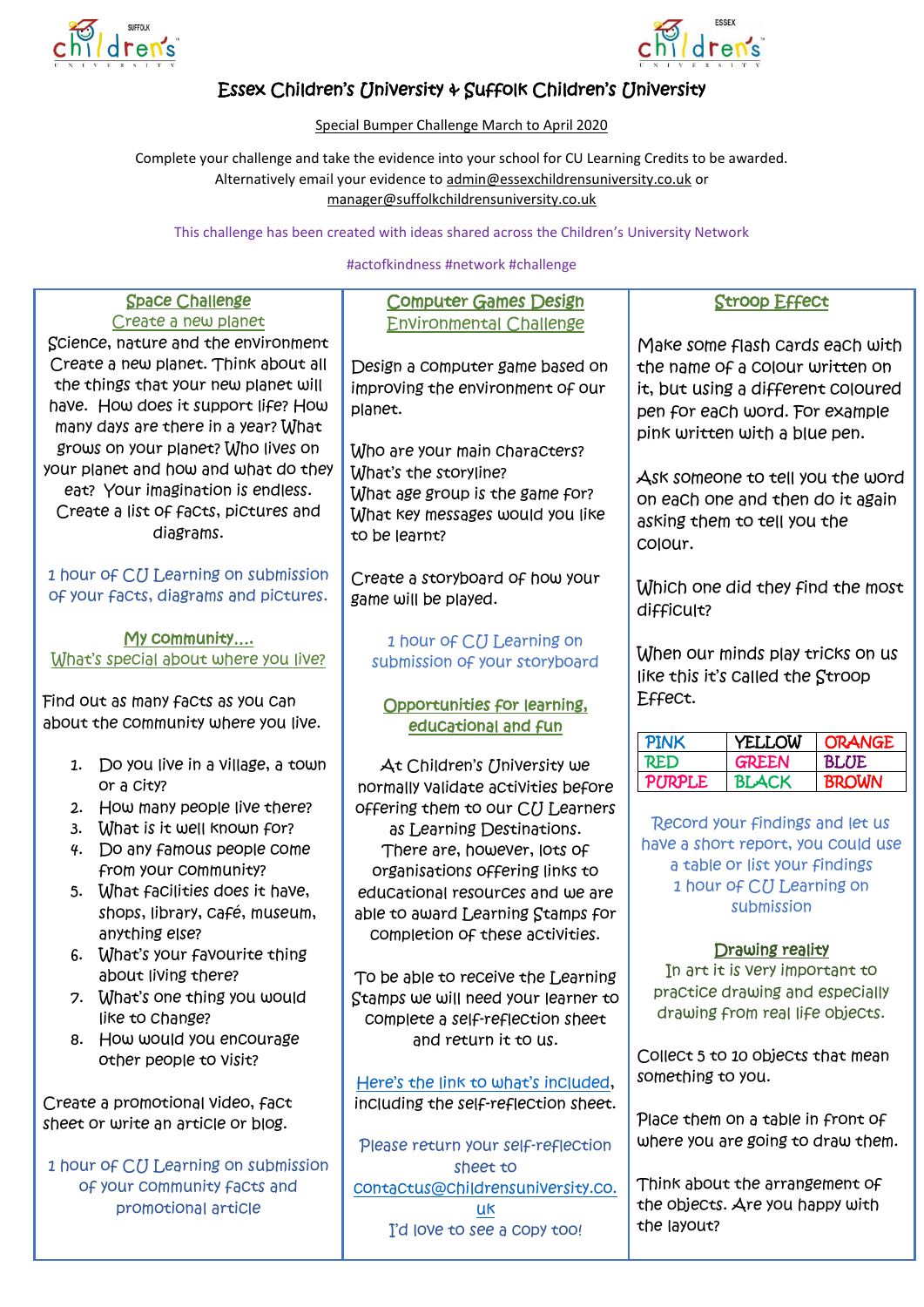# Essex Children's University & Suffolk Children's University

Special Bumper Challenge March to April 2020

Complete your challenge and take the evidence into your school for CU Learning Credits to be awarded. Alternatively email your evidence to admin@essexchildrensuniversity.co.uk or manager@suffolkchildrensuniversity.co.uk

This challenge has been created with ideas shared across the Children's University Network

#actofkindness #network #challenge

## Space Challenge

### Create a new planet

Science, nature and the environment

Create a new planet. Think about all the things that your new planet will have. How does it support life? How many days are there in a year? What grows on your planet? Who lives on your planet and how and what do they eat? Your imagination is endless. Create a list of facts, pictures and diagrams.

1 hour of CU Learning on submission of your facts, diagrams and pictures.

## My community....

### What's special about where you live?

Find out as many facts as you can about the community where you live.

1. Do you live in a village, a town or a city?
2. How many people live there?
3. What is it well known for?
4. Do any famous people come from your community?
5. What facilities does it have, shops, library, café, museum, anything else?
6. What's your favourite thing about living there?
7. What's one thing you would like to change?
8. How would you encourage other people to visit?

Create a promotional video, fact sheet or write an article or blog.

1 hour of CU Learning on submission of your community facts and promotional article

## Computer Games Design

### Environmental Challenge

Design a computer game based on improving the environment of our planet.

Who are your main characters?
What's the storyline?
What age group is the game for?
What key messages would you like to be learnt?

Create a storyboard of how your game will be played.

1 hour of CU Learning on submission of your storyboard

## Opportunities for learning, educational and fun

At Children's University we normally validate activities before offering them to our CU Learners as Learning Destinations. There are, however, lots of organisations offering links to educational resources and we are able to award Learning Stamps for completion of these activities.

To be able to receive the Learning Stamps we will need your learner to complete a self-reflection sheet and return it to us.

Here's the link to what's included, including the self-reflection sheet.

Please return your self-reflection sheet to contactus@childrensuniversity.co.uk
I'd love to see a copy too!

## Stroop Effect

Make some flash cards each with the name of a colour written on it, but using a different coloured pen for each word. For example pink written with a blue pen.

Ask someone to tell you the word on each one and then do it again asking them to tell you the colour.

Which one did they find the most difficult?

When our minds play tricks on us like this it's called the Stroop Effect.

| PINK | YELLOW | ORANGE |
|---|---|---|
| RED | GREEN | BLUE |
| PURPLE | BLACK | BROWN |

Record your findings and let us have a short report, you could use a table or list your findings
1 hour of CU Learning on submission

## Drawing reality

In art it is very important to practice drawing and especially drawing from real life objects.

Collect 5 to 10 objects that mean something to you.

Place them on a table in front of where you are going to draw them.

Think about the arrangement of the objects. Are you happy with the layout?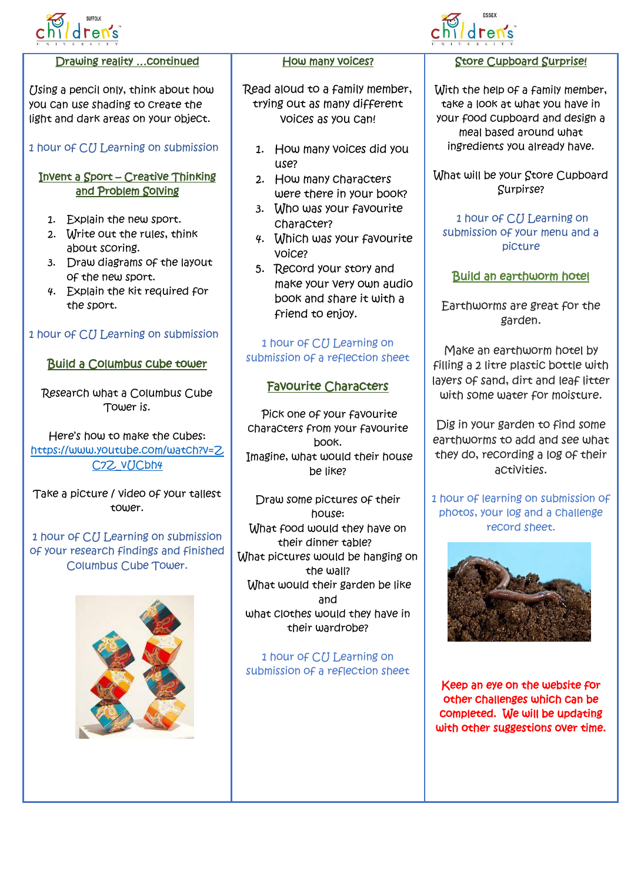## Drawing reality ...continued

Using a pencil only, think about how you can use shading to create the light and dark areas on your object.

1 hour of CU Learning on submission

## Invent a Sport – Creative Thinking and Problem Solving

1. Explain the new sport.
2. Write out the rules, think about scoring.
3. Draw diagrams of the layout of the new sport.
4. Explain the kit required for the sport.

1 hour of CU Learning on submission

## Build a Columbus Cube tower

Research what a Columbus Cube Tower is.

Here's how to make the cubes: https://www.youtube.com/watch?v=ZC7Z_VUCbh4

Take a picture / video of your tallest tower.

1 hour of CU Learning on submission of your research findings and finished Columbus Cube Tower.

## How many voices?

Read aloud to a family member, trying out as many different voices as you can!

1. How many voices did you use?
2. How many characters were there in your book?
3. Who was your favourite character?
4. Which was your favourite voice?
5. Record your story and make your very own audio book and share it with a friend to enjoy.

1 hour of CU Learning on submission of a reflection sheet

## Favourite Characters

Pick one of your favourite characters from your favourite book.
Imagine, what would their house be like?

Draw some pictures of their house:
What food would they have on their dinner table?
What pictures would be hanging on the wall?
What would their garden be like and
what clothes would they have in their wardrobe?

1 hour of CU Learning on submission of a reflection sheet

## Store Cupboard Surprise!

With the help of a family member, take a look at what you have in your food cupboard and design a meal based around what ingredients you already have.

What will be your Store Cupboard Surprise?

1 hour of CU Learning on submission of your menu and a picture

## Build an earthworm hotel

Earthworms are great for the garden.

Make an earthworm hotel by filling a 2 litre plastic bottle with layers of sand, dirt and leaf litter with some water for moisture.

Dig in your garden to find some earthworms to add and see what they do, recording a log of their activities.

1 hour of learning on submission of photos, your log and a challenge record sheet.

**Keep an eye on the website for other challenges which can be completed. We will be updating with other suggestions over time.**